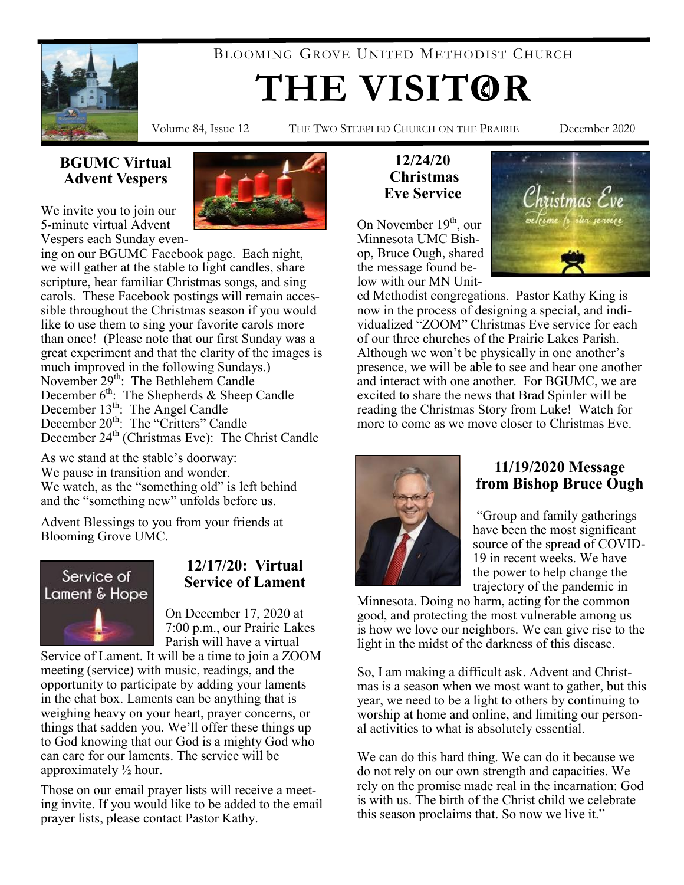BLOOMING GROVE UNITED METHODIST CHURCH

# THE VISITOR

Volume 84, Issue 12 THE TWO STEEPLED CHURCH ON THE PRAIRIE December 2020

## BGUMC Virtual Advent Vespers

We invite you to join our 5-minute virtual Advent Vespers each Sunday evening on our BGUMC Facebook page. Each night, we will gather at the stable to light candles, share scripture, hear familiar Christmas songs, and sing carols. These Facebook postings will remain accessible throughout the Christmas season if you would like to use them to sing your favorite carols more than once! (Please note that our first Sunday was a great experiment and that the clarity of the images is much improved in the following Sundays.)

November 29th: The Bethlehem Candle
December 6th: The Shepherds & Sheep Candle
December 13th: The Angel Candle
December 20th: The "Critters" Candle
December 24th (Christmas Eve): The Christ Candle

As we stand at the stable's doorway:
We pause in transition and wonder.
We watch, as the "something old" is left behind
and the "something new" unfolds before us.

Advent Blessings to you from your friends at Blooming Grove UMC.

## 12/17/20: Virtual Service of Lament

On December 17, 2020 at 7:00 p.m., our Prairie Lakes Parish will have a virtual Service of Lament. It will be a time to join a ZOOM meeting (service) with music, readings, and the opportunity to participate by adding your laments in the chat box. Laments can be anything that is weighing heavy on your heart, prayer concerns, or things that sadden you. We'll offer these things up to God knowing that our God is a mighty God who can care for our laments. The service will be approximately ½ hour.

Those on our email prayer lists will receive a meeting invite. If you would like to be added to the email prayer lists, please contact Pastor Kathy.

## 12/24/20 Christmas Eve Service

On November 19th, our Minnesota UMC Bishop, Bruce Ough, shared the message found below with our MN United Methodist congregations. Pastor Kathy King is now in the process of designing a special, and individualized "ZOOM" Christmas Eve service for each of our three churches of the Prairie Lakes Parish. Although we won't be physically in one another's presence, we will be able to see and hear one another and interact with one another. For BGUMC, we are excited to share the news that Brad Spinler will be reading the Christmas Story from Luke! Watch for more to come as we move closer to Christmas Eve.

## 11/19/2020 Message from Bishop Bruce Ough

"Group and family gatherings have been the most significant source of the spread of COVID-19 in recent weeks. We have the power to help change the trajectory of the pandemic in Minnesota. Doing no harm, acting for the common good, and protecting the most vulnerable among us is how we love our neighbors. We can give rise to the light in the midst of the darkness of this disease.

So, I am making a difficult ask. Advent and Christmas is a season when we most want to gather, but this year, we need to be a light to others by continuing to worship at home and online, and limiting our personal activities to what is absolutely essential.

We can do this hard thing. We can do it because we do not rely on our own strength and capacities. We rely on the promise made real in the incarnation: God is with us. The birth of the Christ child we celebrate this season proclaims that. So now we live it."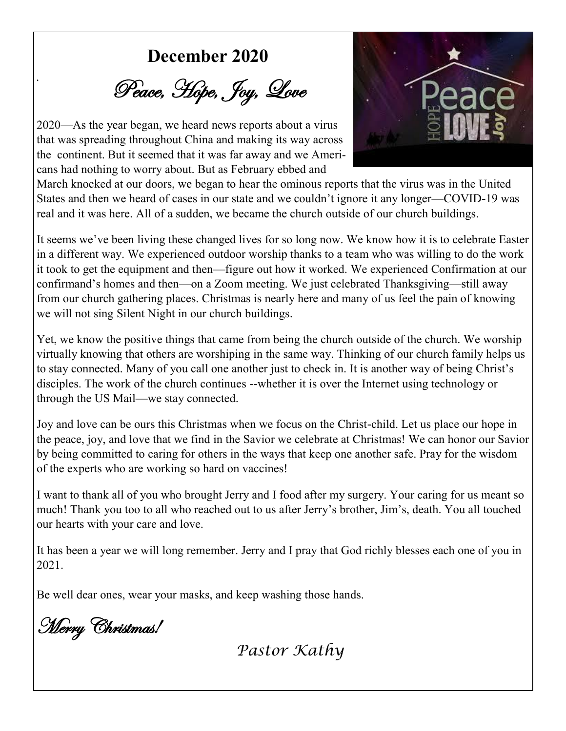# December 2020

## *Peace, Hope, Joy, Love*

2020—As the year began, we heard news reports about a virus that was spreading throughout China and making its way across the continent. But it seemed that it was far away and we Americans had nothing to worry about. But as February ebbed and March knocked at our doors, we began to hear the ominous reports that the virus was in the United States and then we heard of cases in our state and we couldn't ignore it any longer—COVID-19 was real and it was here. All of a sudden, we became the church outside of our church buildings.

It seems we've been living these changed lives for so long now. We know how it is to celebrate Easter in a different way. We experienced outdoor worship thanks to a team who was willing to do the work it took to get the equipment and then—figure out how it worked. We experienced Confirmation at our confirmand's homes and then—on a Zoom meeting. We just celebrated Thanksgiving—still away from our church gathering places. Christmas is nearly here and many of us feel the pain of knowing we will not sing Silent Night in our church buildings.

Yet, we know the positive things that came from being the church outside of the church. We worship virtually knowing that others are worshiping in the same way. Thinking of our church family helps us to stay connected. Many of you call one another just to check in. It is another way of being Christ's disciples. The work of the church continues --whether it is over the Internet using technology or through the US Mail—we stay connected.

Joy and love can be ours this Christmas when we focus on the Christ-child. Let us place our hope in the peace, joy, and love that we find in the Savior we celebrate at Christmas! We can honor our Savior by being committed to caring for others in the ways that keep one another safe. Pray for the wisdom of the experts who are working so hard on vaccines!

I want to thank all of you who brought Jerry and I food after my surgery. Your caring for us meant so much! Thank you too to all who reached out to us after Jerry's brother, Jim's, death. You all touched our hearts with your care and love.

It has been a year we will long remember. Jerry and I pray that God richly blesses each one of you in 2021.

Be well dear ones, wear your masks, and keep washing those hands.

*Merry Christmas!*

*Pastor Kathy*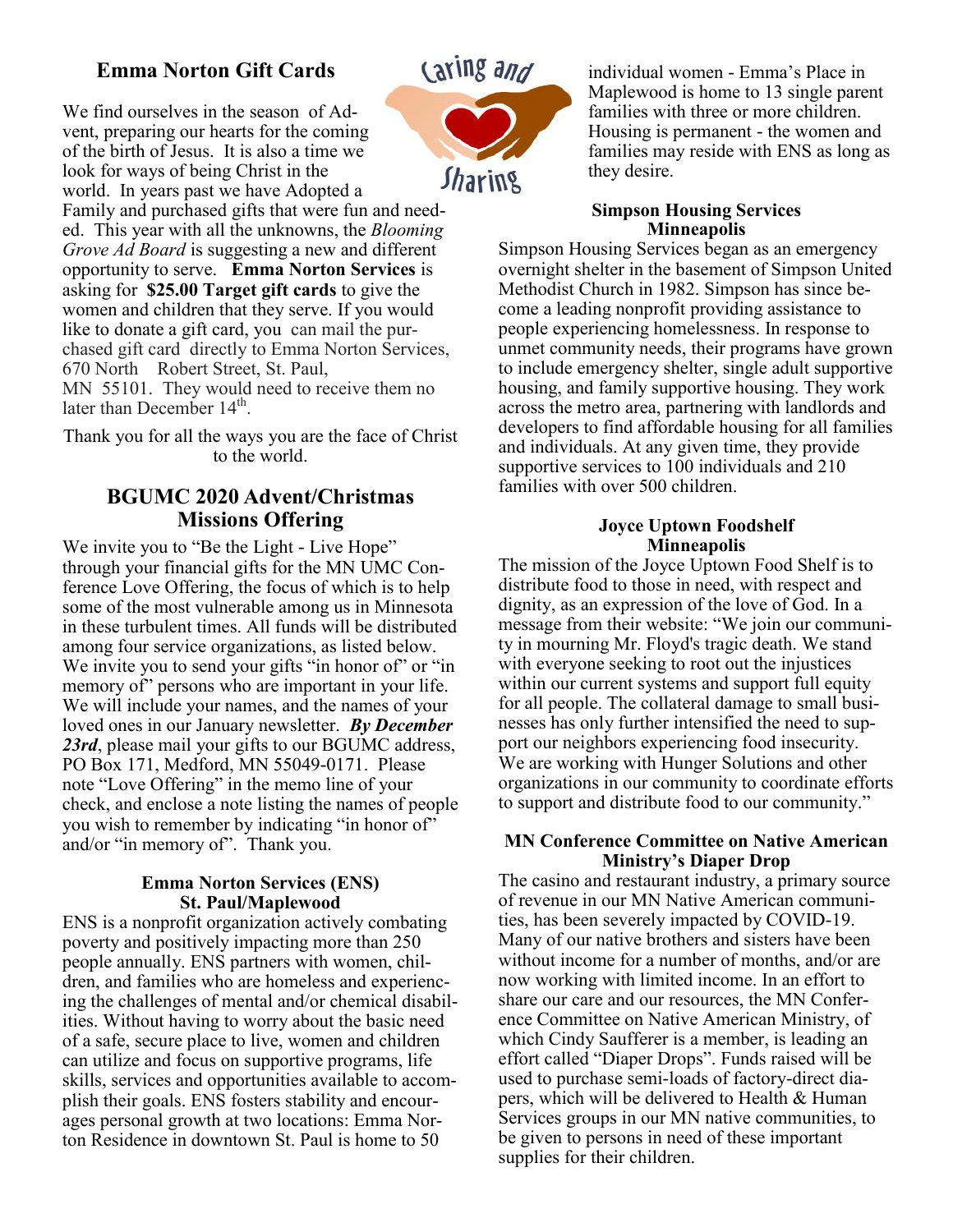## Emma Norton Gift Cards

We find ourselves in the season of Advent, preparing our hearts for the coming of the birth of Jesus. It is also a time we look for ways of being Christ in the world. In years past we have Adopted a Family and purchased gifts that were fun and needed. This year with all the unknowns, the *Blooming Grove Ad Board* is suggesting a new and different opportunity to serve. **Emma Norton Services** is asking for **$25.00 Target gift cards** to give the women and children that they serve. If you would like to donate a gift card, you can mail the purchased gift card directly to Emma Norton Services, 670 North Robert Street, St. Paul, MN 55101. They would need to receive them no later than December 14th.

Thank you for all the ways you are the face of Christ to the world.

## BGUMC 2020 Advent/Christmas Missions Offering

We invite you to "Be the Light - Live Hope" through your financial gifts for the MN UMC Conference Love Offering, the focus of which is to help some of the most vulnerable among us in Minnesota in these turbulent times. All funds will be distributed among four service organizations, as listed below. We invite you to send your gifts "in honor of" or "in memory of" persons who are important in your life. We will include your names, and the names of your loved ones in our January newsletter. ***By December 23rd***, please mail your gifts to our BGUMC address, PO Box 171, Medford, MN 55049-0171. Please note "Love Offering" in the memo line of your check, and enclose a note listing the names of people you wish to remember by indicating "in honor of" and/or "in memory of". Thank you.

### Emma Norton Services (ENS) St. Paul/Maplewood

ENS is a nonprofit organization actively combating poverty and positively impacting more than 250 people annually. ENS partners with women, children, and families who are homeless and experiencing the challenges of mental and/or chemical disabilities. Without having to worry about the basic need of a safe, secure place to live, women and children can utilize and focus on supportive programs, life skills, services and opportunities available to accomplish their goals. ENS fosters stability and encourages personal growth at two locations: Emma Norton Residence in downtown St. Paul is home to 50 individual women - Emma's Place in Maplewood is home to 13 single parent families with three or more children. Housing is permanent - the women and families may reside with ENS as long as they desire.

### Simpson Housing Services Minneapolis

Simpson Housing Services began as an emergency overnight shelter in the basement of Simpson United Methodist Church in 1982. Simpson has since become a leading nonprofit providing assistance to people experiencing homelessness. In response to unmet community needs, their programs have grown to include emergency shelter, single adult supportive housing, and family supportive housing. They work across the metro area, partnering with landlords and developers to find affordable housing for all families and individuals. At any given time, they provide supportive services to 100 individuals and 210 families with over 500 children.

### Joyce Uptown Foodshelf Minneapolis

The mission of the Joyce Uptown Food Shelf is to distribute food to those in need, with respect and dignity, as an expression of the love of God. In a message from their website: "We join our community in mourning Mr. Floyd's tragic death. We stand with everyone seeking to root out the injustices within our current systems and support full equity for all people. The collateral damage to small businesses has only further intensified the need to support our neighbors experiencing food insecurity. We are working with Hunger Solutions and other organizations in our community to coordinate efforts to support and distribute food to our community."

### MN Conference Committee on Native American Ministry's Diaper Drop

The casino and restaurant industry, a primary source of revenue in our MN Native American communities, has been severely impacted by COVID-19. Many of our native brothers and sisters have been without income for a number of months, and/or are now working with limited income. In an effort to share our care and our resources, the MN Conference Committee on Native American Ministry, of which Cindy Saufferer is a member, is leading an effort called "Diaper Drops". Funds raised will be used to purchase semi-loads of factory-direct diapers, which will be delivered to Health & Human Services groups in our MN native communities, to be given to persons in need of these important supplies for their children.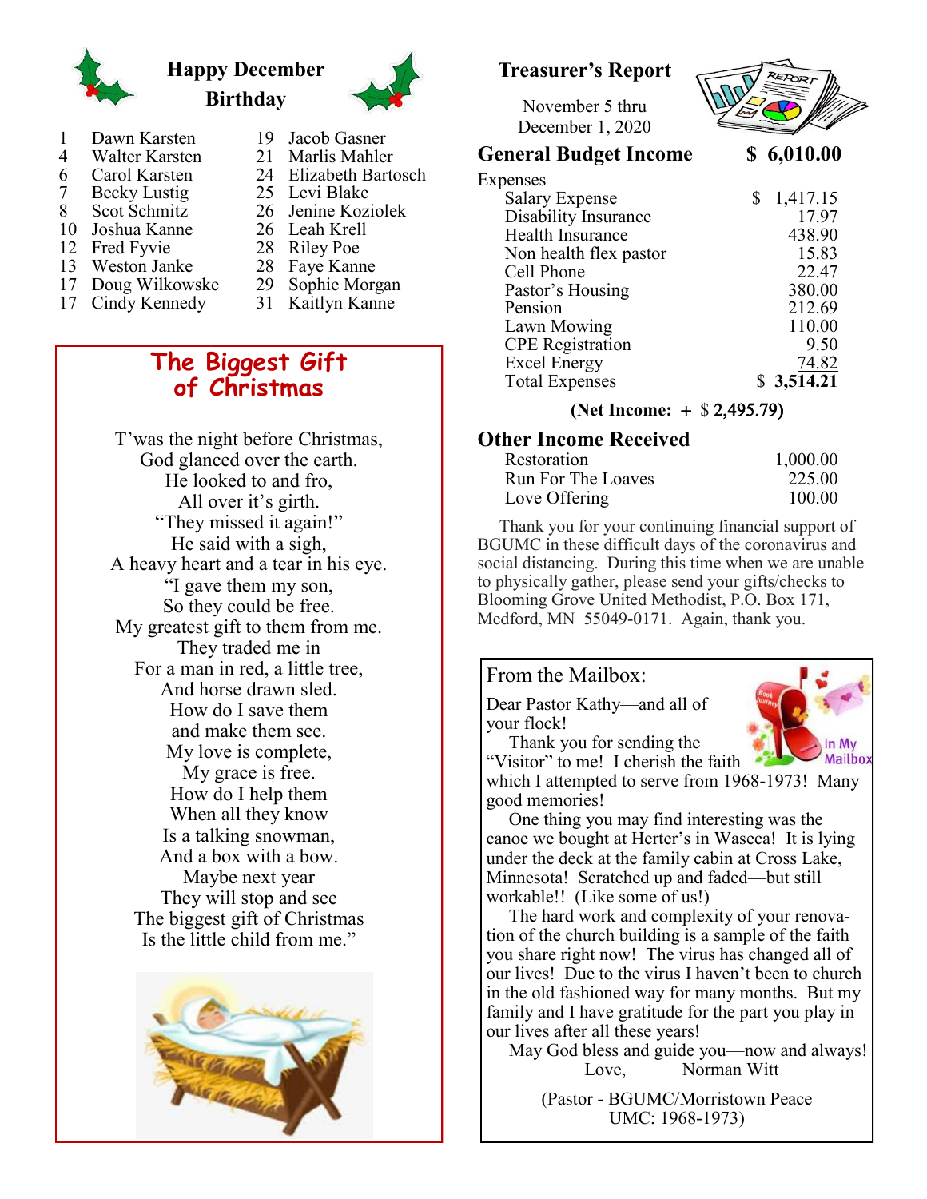## Happy December Birthday

| | | | |
|---|---|---|---|
| 1 | Dawn Karsten | 19 | Jacob Gasner |
| 4 | Walter Karsten | 21 | Marlis Mahler |
| 6 | Carol Karsten | 24 | Elizabeth Bartosch |
| 7 | Becky Lustig | 25 | Levi Blake |
| 8 | Scot Schmitz | 26 | Jenine Koziolek |
| 10 | Joshua Kanne | 26 | Leah Krell |
| 12 | Fred Fyvie | 28 | Riley Poe |
| 13 | Weston Janke | 28 | Faye Kanne |
| 17 | Doug Wilkowske | 29 | Sophie Morgan |
| 17 | Cindy Kennedy | 31 | Kaitlyn Kanne |

## The Biggest Gift of Christmas

T'was the night before Christmas,
God glanced over the earth.
He looked to and fro,
All over it's girth.
"They missed it again!"
He said with a sigh,
A heavy heart and a tear in his eye.
"I gave them my son,
So they could be free.
My greatest gift to them from me.
They traded me in
For a man in red, a little tree,
And horse drawn sled.
How do I save them
and make them see.
My love is complete,
My grace is free.
How do I help them
When all they know
Is a talking snowman,
And a box with a bow.
Maybe next year
They will stop and see
The biggest gift of Christmas
Is the little child from me."

## Treasurer's Report

November 5 thru
December 1, 2020

### General Budget Income $ 6,010.00

| Expenses | |
|---|---|
| Salary Expense | $ 1,417.15 |
| Disability Insurance | 17.97 |
| Health Insurance | 438.90 |
| Non health flex pastor | 15.83 |
| Cell Phone | 22.47 |
| Pastor's Housing | 380.00 |
| Pension | 212.69 |
| Lawn Mowing | 110.00 |
| CPE Registration | 9.50 |
| Excel Energy | 74.82 |
| Total Expenses | **$ 3,514.21** |

**(Net Income: + $ 2,495.79)**

### Other Income Received

| | |
|---|---|
| Restoration | 1,000.00 |
| Run For The Loaves | 225.00 |
| Love Offering | 100.00 |

Thank you for your continuing financial support of BGUMC in these difficult days of the coronavirus and social distancing. During this time when we are unable to physically gather, please send your gifts/checks to Blooming Grove United Methodist, P.O. Box 171, Medford, MN 55049-0171. Again, thank you.

## From the Mailbox:

Dear Pastor Kathy—and all of your flock!

Thank you for sending the "Visitor" to me! I cherish the faith which I attempted to serve from 1968-1973! Many good memories!

One thing you may find interesting was the canoe we bought at Herter's in Waseca! It is lying under the deck at the family cabin at Cross Lake, Minnesota! Scratched up and faded—but still workable!! (Like some of us!)

The hard work and complexity of your renovation of the church building is a sample of the faith you share right now! The virus has changed all of our lives! Due to the virus I haven't been to church in the old fashioned way for many months. But my family and I have gratitude for the part you play in our lives after all these years!

May God bless and guide you—now and always!

Love, Norman Witt

(Pastor - BGUMC/Morristown Peace UMC: 1968-1973)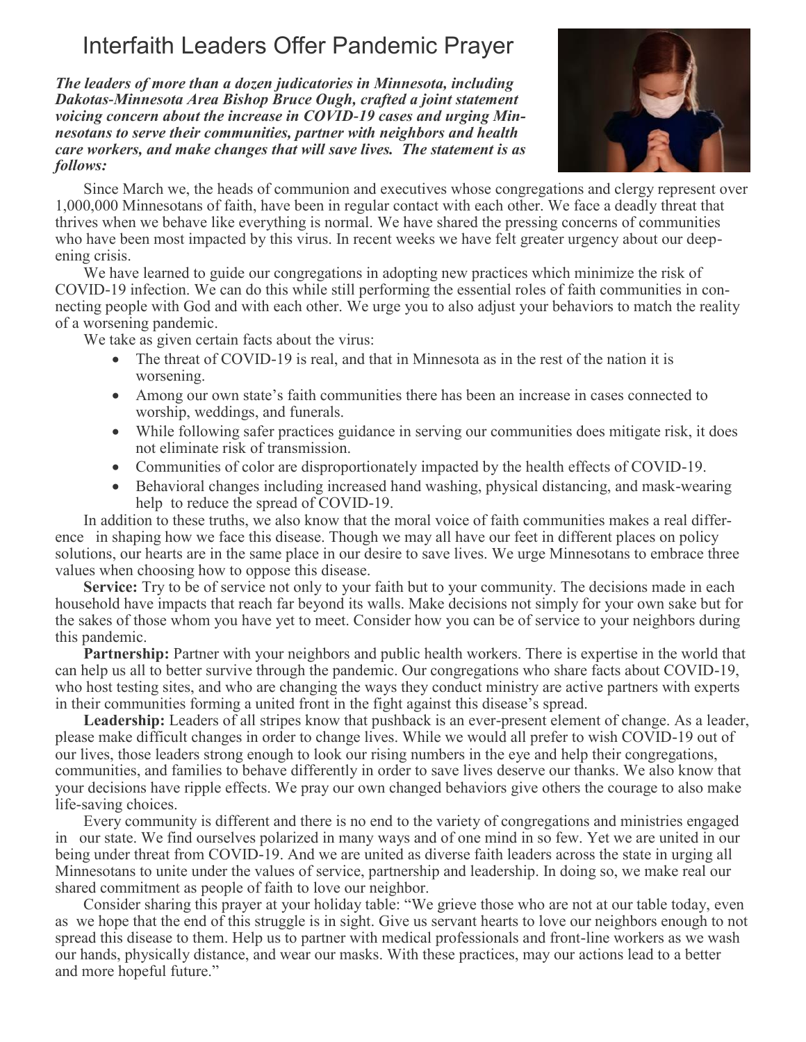# Interfaith Leaders Offer Pandemic Prayer

***The leaders of more than a dozen judicatories in Minnesota, including Dakotas-Minnesota Area Bishop Bruce Ough, crafted a joint statement voicing concern about the increase in COVID-19 cases and urging Minnesotans to serve their communities, partner with neighbors and health care workers, and make changes that will save lives. The statement is as follows:***

Since March we, the heads of communion and executives whose congregations and clergy represent over 1,000,000 Minnesotans of faith, have been in regular contact with each other. We face a deadly threat that thrives when we behave like everything is normal. We have shared the pressing concerns of communities who have been most impacted by this virus. In recent weeks we have felt greater urgency about our deepening crisis.

We have learned to guide our congregations in adopting new practices which minimize the risk of COVID-19 infection. We can do this while still performing the essential roles of faith communities in connecting people with God and with each other. We urge you to also adjust your behaviors to match the reality of a worsening pandemic.

We take as given certain facts about the virus:

- The threat of COVID-19 is real, and that in Minnesota as in the rest of the nation it is worsening.
- Among our own state's faith communities there has been an increase in cases connected to worship, weddings, and funerals.
- While following safer practices guidance in serving our communities does mitigate risk, it does not eliminate risk of transmission.
- Communities of color are disproportionately impacted by the health effects of COVID-19.
- Behavioral changes including increased hand washing, physical distancing, and mask-wearing help to reduce the spread of COVID-19.

In addition to these truths, we also know that the moral voice of faith communities makes a real difference in shaping how we face this disease. Though we may all have our feet in different places on policy solutions, our hearts are in the same place in our desire to save lives. We urge Minnesotans to embrace three values when choosing how to oppose this disease.

**Service:** Try to be of service not only to your faith but to your community. The decisions made in each household have impacts that reach far beyond its walls. Make decisions not simply for your own sake but for the sakes of those whom you have yet to meet. Consider how you can be of service to your neighbors during this pandemic.

**Partnership:** Partner with your neighbors and public health workers. There is expertise in the world that can help us all to better survive through the pandemic. Our congregations who share facts about COVID-19, who host testing sites, and who are changing the ways they conduct ministry are active partners with experts in their communities forming a united front in the fight against this disease's spread.

**Leadership:** Leaders of all stripes know that pushback is an ever-present element of change. As a leader, please make difficult changes in order to change lives. While we would all prefer to wish COVID-19 out of our lives, those leaders strong enough to look our rising numbers in the eye and help their congregations, communities, and families to behave differently in order to save lives deserve our thanks. We also know that your decisions have ripple effects. We pray our own changed behaviors give others the courage to also make life-saving choices.

Every community is different and there is no end to the variety of congregations and ministries engaged in our state. We find ourselves polarized in many ways and of one mind in so few. Yet we are united in our being under threat from COVID-19. And we are united as diverse faith leaders across the state in urging all Minnesotans to unite under the values of service, partnership and leadership. In doing so, we make real our shared commitment as people of faith to love our neighbor.

Consider sharing this prayer at your holiday table: "We grieve those who are not at our table today, even as we hope that the end of this struggle is in sight. Give us servant hearts to love our neighbors enough to not spread this disease to them. Help us to partner with medical professionals and front-line workers as we wash our hands, physically distance, and wear our masks. With these practices, may our actions lead to a better and more hopeful future."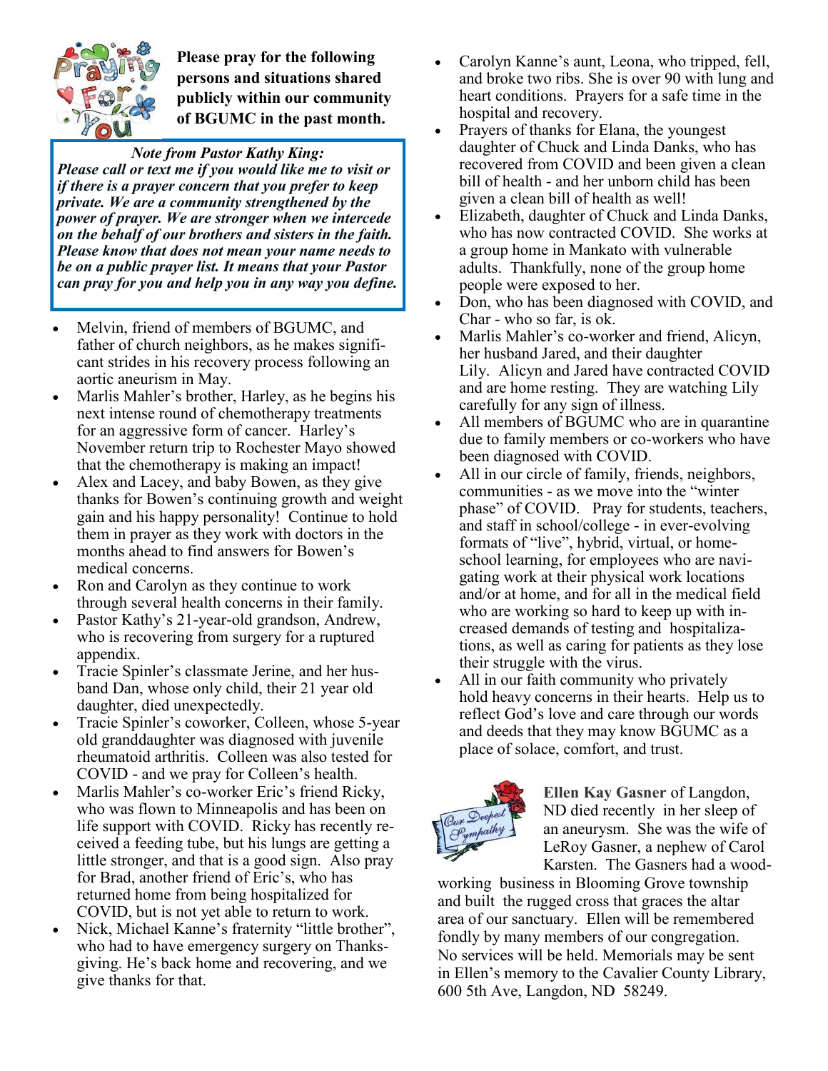**Please pray for the following persons and situations shared publicly within our community of BGUMC in the past month.**

> *Note from Pastor Kathy King:*
> ***Please call or text me if you would like me to visit or if there is a prayer concern that you prefer to keep private. We are a community strengthened by the power of prayer. We are stronger when we intercede on the behalf of our brothers and sisters in the faith. Please know that does not mean your name needs to be on a public prayer list. It means that your Pastor can pray for you and help you in any way you define.***

- Melvin, friend of members of BGUMC, and father of church neighbors, as he makes significant strides in his recovery process following an aortic aneurism in May.
- Marlis Mahler's brother, Harley, as he begins his next intense round of chemotherapy treatments for an aggressive form of cancer. Harley's November return trip to Rochester Mayo showed that the chemotherapy is making an impact!
- Alex and Lacey, and baby Bowen, as they give thanks for Bowen's continuing growth and weight gain and his happy personality! Continue to hold them in prayer as they work with doctors in the months ahead to find answers for Bowen's medical concerns.
- Ron and Carolyn as they continue to work through several health concerns in their family.
- Pastor Kathy's 21-year-old grandson, Andrew, who is recovering from surgery for a ruptured appendix.
- Tracie Spinler's classmate Jerine, and her husband Dan, whose only child, their 21 year old daughter, died unexpectedly.
- Tracie Spinler's coworker, Colleen, whose 5-year old granddaughter was diagnosed with juvenile rheumatoid arthritis. Colleen was also tested for COVID - and we pray for Colleen's health.
- Marlis Mahler's co-worker Eric's friend Ricky, who was flown to Minneapolis and has been on life support with COVID. Ricky has recently received a feeding tube, but his lungs are getting a little stronger, and that is a good sign. Also pray for Brad, another friend of Eric's, who has returned home from being hospitalized for COVID, but is not yet able to return to work.
- Nick, Michael Kanne's fraternity "little brother", who had to have emergency surgery on Thanksgiving. He's back home and recovering, and we give thanks for that.
- Carolyn Kanne's aunt, Leona, who tripped, fell, and broke two ribs. She is over 90 with lung and heart conditions. Prayers for a safe time in the hospital and recovery.
- Prayers of thanks for Elana, the youngest daughter of Chuck and Linda Danks, who has recovered from COVID and been given a clean bill of health - and her unborn child has been given a clean bill of health as well!
- Elizabeth, daughter of Chuck and Linda Danks, who has now contracted COVID. She works at a group home in Mankato with vulnerable adults. Thankfully, none of the group home people were exposed to her.
- Don, who has been diagnosed with COVID, and Char - who so far, is ok.
- Marlis Mahler's co-worker and friend, Alicyn, her husband Jared, and their daughter Lily. Alicyn and Jared have contracted COVID and are home resting. They are watching Lily carefully for any sign of illness.
- All members of BGUMC who are in quarantine due to family members or co-workers who have been diagnosed with COVID.
- All in our circle of family, friends, neighbors, communities - as we move into the "winter phase" of COVID. Pray for students, teachers, and staff in school/college - in ever-evolving formats of "live", hybrid, virtual, or home-school learning, for employees who are navigating work at their physical work locations and/or at home, and for all in the medical field who are working so hard to keep up with increased demands of testing and hospitalizations, as well as caring for patients as they lose their struggle with the virus.
- All in our faith community who privately hold heavy concerns in their hearts. Help us to reflect God's love and care through our words and deeds that they may know BGUMC as a place of solace, comfort, and trust.

**Ellen Kay Gasner** of Langdon, ND died recently in her sleep of an aneurysm. She was the wife of LeRoy Gasner, a nephew of Carol Karsten. The Gasners had a woodworking business in Blooming Grove township and built the rugged cross that graces the altar area of our sanctuary. Ellen will be remembered fondly by many members of our congregation. No services will be held. Memorials may be sent in Ellen's memory to the Cavalier County Library, 600 5th Ave, Langdon, ND 58249.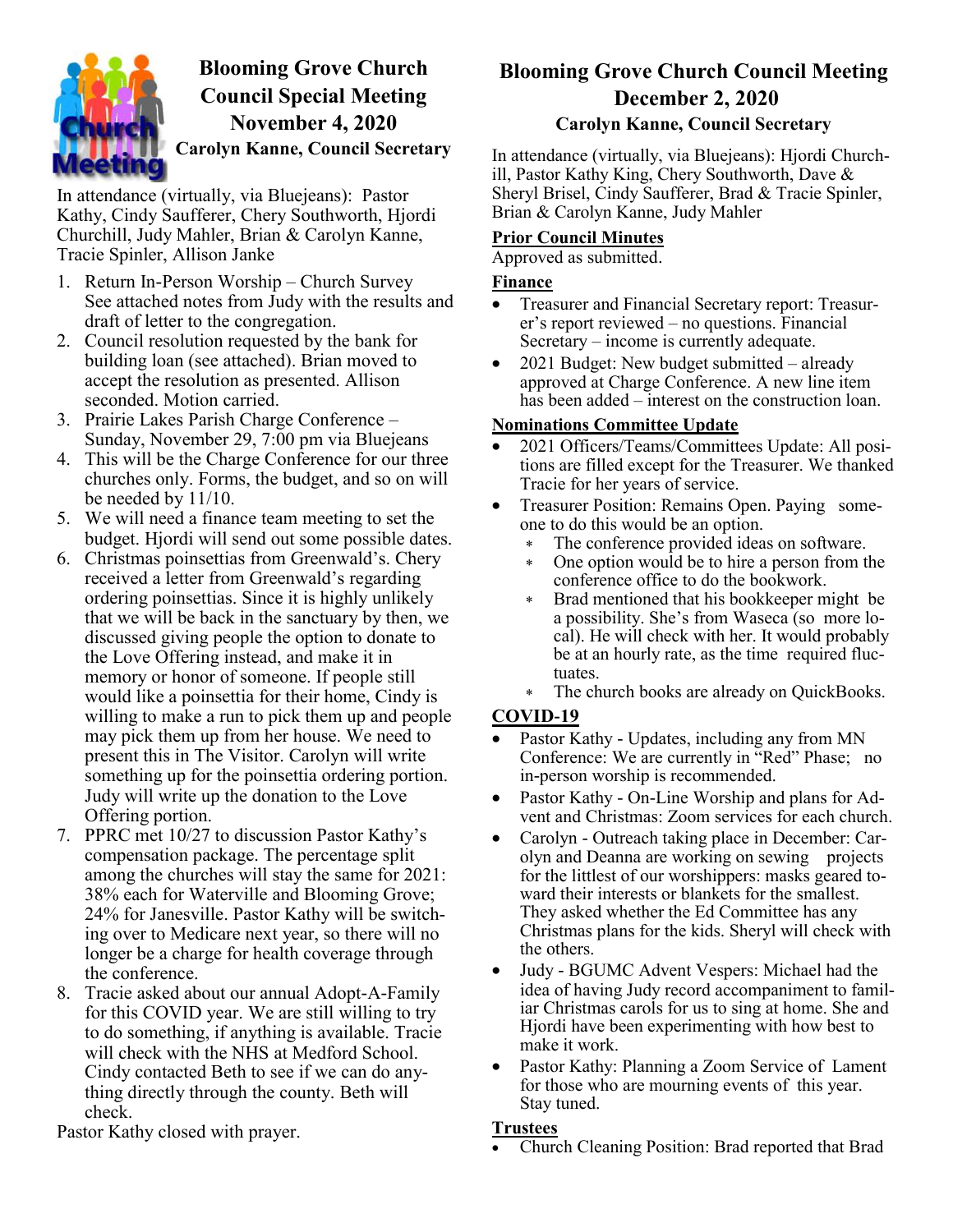# Blooming Grove Church Council Special Meeting November 4, 2020

### Carolyn Kanne, Council Secretary

In attendance (virtually, via Bluejeans): Pastor Kathy, Cindy Saufferer, Chery Southworth, Hjordi Churchill, Judy Mahler, Brian & Carolyn Kanne, Tracie Spinler, Allison Janke

1. Return In-Person Worship – Church Survey See attached notes from Judy with the results and draft of letter to the congregation.
2. Council resolution requested by the bank for building loan (see attached). Brian moved to accept the resolution as presented. Allison seconded. Motion carried.
3. Prairie Lakes Parish Charge Conference – Sunday, November 29, 7:00 pm via Bluejeans
4. This will be the Charge Conference for our three churches only. Forms, the budget, and so on will be needed by 11/10.
5. We will need a finance team meeting to set the budget. Hjordi will send out some possible dates.
6. Christmas poinsettias from Greenwald's. Chery received a letter from Greenwald's regarding ordering poinsettias. Since it is highly unlikely that we will be back in the sanctuary by then, we discussed giving people the option to donate to the Love Offering instead, and make it in memory or honor of someone. If people still would like a poinsettia for their home, Cindy is willing to make a run to pick them up and people may pick them up from her house. We need to present this in The Visitor. Carolyn will write something up for the poinsettia ordering portion. Judy will write up the donation to the Love Offering portion.
7. PPRC met 10/27 to discussion Pastor Kathy's compensation package. The percentage split among the churches will stay the same for 2021: 38% each for Waterville and Blooming Grove; 24% for Janesville. Pastor Kathy will be switching over to Medicare next year, so there will no longer be a charge for health coverage through the conference.
8. Tracie asked about our annual Adopt-A-Family for this COVID year. We are still willing to try to do something, if anything is available. Tracie will check with the NHS at Medford School. Cindy contacted Beth to see if we can do anything directly through the county. Beth will check.

Pastor Kathy closed with prayer.

# Blooming Grove Church Council Meeting December 2, 2020

### Carolyn Kanne, Council Secretary

In attendance (virtually, via Bluejeans): Hjordi Churchill, Pastor Kathy King, Chery Southworth, Dave & Sheryl Brisel, Cindy Saufferer, Brad & Tracie Spinler, Brian & Carolyn Kanne, Judy Mahler

**Prior Council Minutes**

Approved as submitted.

**Finance**

- Treasurer and Financial Secretary report: Treasurer's report reviewed – no questions. Financial Secretary – income is currently adequate.
- 2021 Budget: New budget submitted – already approved at Charge Conference. A new line item has been added – interest on the construction loan.

**Nominations Committee Update**

- 2021 Officers/Teams/Committees Update: All positions are filled except for the Treasurer. We thanked Tracie for her years of service.
- Treasurer Position: Remains Open. Paying someone to do this would be an option.
  - The conference provided ideas on software.
  - One option would be to hire a person from the conference office to do the bookwork.
  - Brad mentioned that his bookkeeper might be a possibility. She's from Waseca (so more local). He will check with her. It would probably be at an hourly rate, as the time required fluctuates.
  - The church books are already on QuickBooks.

**COVID-19**

- Pastor Kathy - Updates, including any from MN Conference: We are currently in "Red" Phase; no in-person worship is recommended.
- Pastor Kathy - On-Line Worship and plans for Advent and Christmas: Zoom services for each church.
- Carolyn - Outreach taking place in December: Carolyn and Deanna are working on sewing projects for the littlest of our worshippers: masks geared toward their interests or blankets for the smallest. They asked whether the Ed Committee has any Christmas plans for the kids. Sheryl will check with the others.
- Judy - BGUMC Advent Vespers: Michael had the idea of having Judy record accompaniment to familiar Christmas carols for us to sing at home. She and Hjordi have been experimenting with how best to make it work.
- Pastor Kathy: Planning a Zoom Service of Lament for those who are mourning events of this year. Stay tuned.

**Trustees**

- Church Cleaning Position: Brad reported that Brad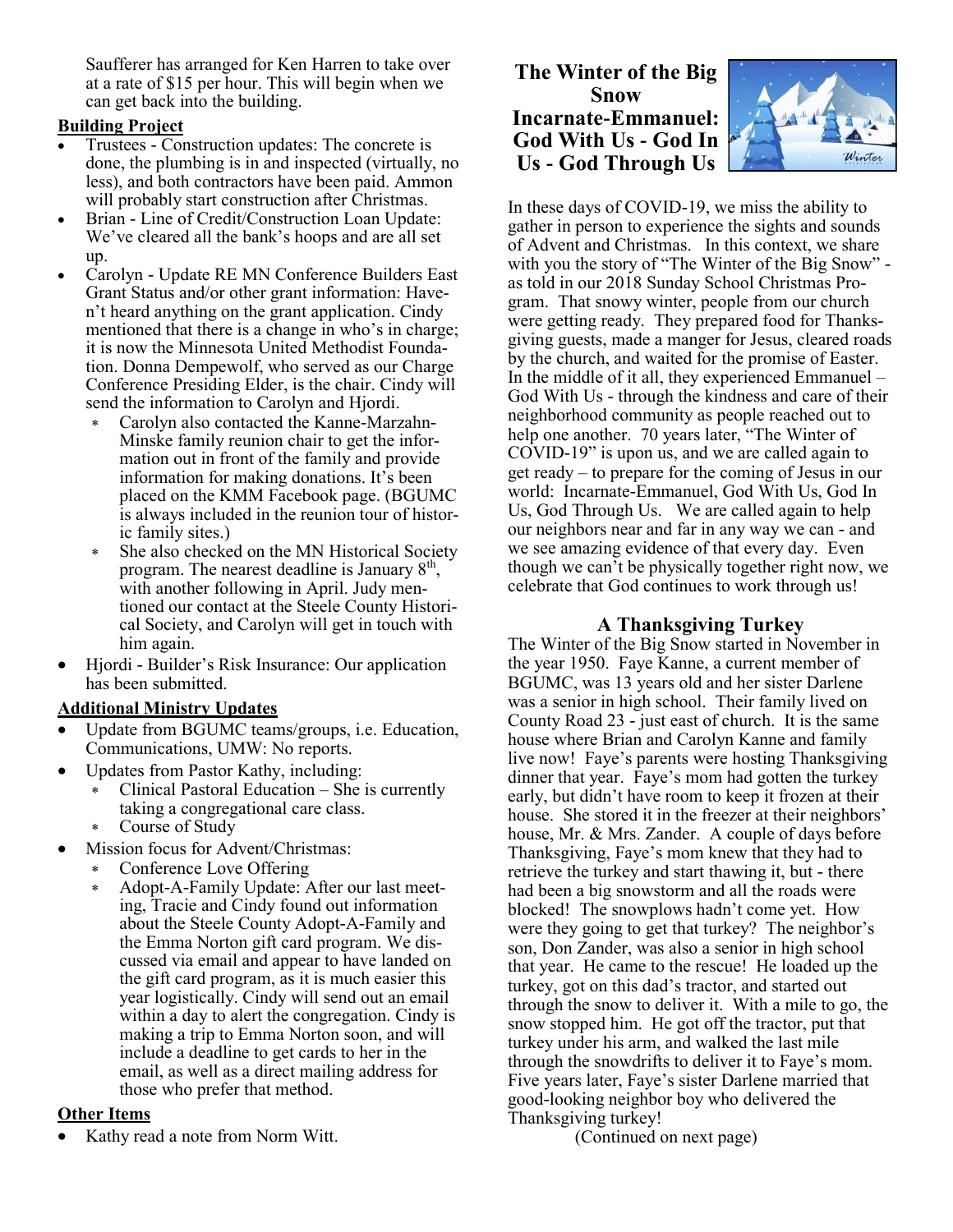Saufferer has arranged for Ken Harren to take over at a rate of $15 per hour. This will begin when we can get back into the building.

**Building Project**

- Trustees - Construction updates: The concrete is done, the plumbing is in and inspected (virtually, no less), and both contractors have been paid. Ammon will probably start construction after Christmas.
- Brian - Line of Credit/Construction Loan Update: We've cleared all the bank's hoops and are all set up.
- Carolyn - Update RE MN Conference Builders East Grant Status and/or other grant information: Haven't heard anything on the grant application. Cindy mentioned that there is a change in who's in charge; it is now the Minnesota United Methodist Foundation. Donna Dempewolf, who served as our Charge Conference Presiding Elder, is the chair. Cindy will send the information to Carolyn and Hjordi.
  - Carolyn also contacted the Kanne-Marzahn-Minske family reunion chair to get the information out in front of the family and provide information for making donations. It's been placed on the KMM Facebook page. (BGUMC is always included in the reunion tour of historic family sites.)
  - She also checked on the MN Historical Society program. The nearest deadline is January 8th, with another following in April. Judy mentioned our contact at the Steele County Historical Society, and Carolyn will get in touch with him again.
- Hjordi - Builder's Risk Insurance: Our application has been submitted.

**Additional Ministry Updates**

- Update from BGUMC teams/groups, i.e. Education, Communications, UMW: No reports.
- Updates from Pastor Kathy, including:
  - Clinical Pastoral Education – She is currently taking a congregational care class.
  - Course of Study
- Mission focus for Advent/Christmas:
  - Conference Love Offering
  - Adopt-A-Family Update: After our last meeting, Tracie and Cindy found out information about the Steele County Adopt-A-Family and the Emma Norton gift card program. We discussed via email and appear to have landed on the gift card program, as it is much easier this year logistically. Cindy will send out an email within a day to alert the congregation. Cindy is making a trip to Emma Norton soon, and will include a deadline to get cards to her in the email, as well as a direct mailing address for those who prefer that method.

**Other Items**

- Kathy read a note from Norm Witt.

## The Winter of the Big Snow
## Incarnate-Emmanuel: God With Us - God In Us - God Through Us

In these days of COVID-19, we miss the ability to gather in person to experience the sights and sounds of Advent and Christmas. In this context, we share with you the story of "The Winter of the Big Snow" - as told in our 2018 Sunday School Christmas Program. That snowy winter, people from our church were getting ready. They prepared food for Thanksgiving guests, made a manger for Jesus, cleared roads by the church, and waited for the promise of Easter. In the middle of it all, they experienced Emmanuel – God With Us - through the kindness and care of their neighborhood community as people reached out to help one another. 70 years later, "The Winter of COVID-19" is upon us, and we are called again to get ready – to prepare for the coming of Jesus in our world: Incarnate-Emmanuel, God With Us, God In Us, God Through Us. We are called again to help our neighbors near and far in any way we can - and we see amazing evidence of that every day. Even though we can't be physically together right now, we celebrate that God continues to work through us!

### A Thanksgiving Turkey

The Winter of the Big Snow started in November in the year 1950. Faye Kanne, a current member of BGUMC, was 13 years old and her sister Darlene was a senior in high school. Their family lived on County Road 23 - just east of church. It is the same house where Brian and Carolyn Kanne and family live now! Faye's parents were hosting Thanksgiving dinner that year. Faye's mom had gotten the turkey early, but didn't have room to keep it frozen at their house. She stored it in the freezer at their neighbors' house, Mr. & Mrs. Zander. A couple of days before Thanksgiving, Faye's mom knew that they had to retrieve the turkey and start thawing it, but - there had been a big snowstorm and all the roads were blocked! The snowplows hadn't come yet. How were they going to get that turkey? The neighbor's son, Don Zander, was also a senior in high school that year. He came to the rescue! He loaded up the turkey, got on this dad's tractor, and started out through the snow to deliver it. With a mile to go, the snow stopped him. He got off the tractor, put that turkey under his arm, and walked the last mile through the snowdrifts to deliver it to Faye's mom. Five years later, Faye's sister Darlene married that good-looking neighbor boy who delivered the Thanksgiving turkey!

(Continued on next page)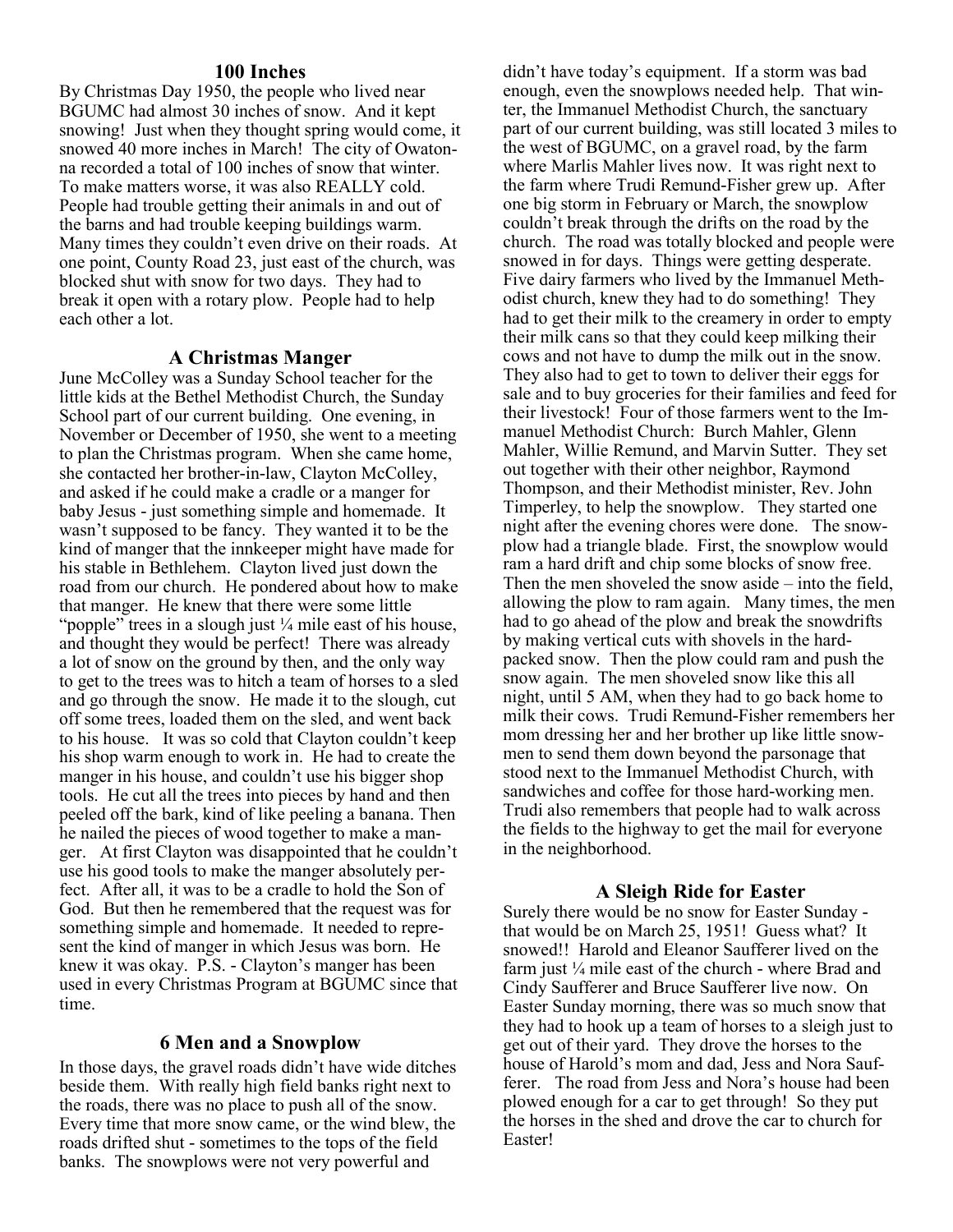### 100 Inches

By Christmas Day 1950, the people who lived near BGUMC had almost 30 inches of snow. And it kept snowing! Just when they thought spring would come, it snowed 40 more inches in March! The city of Owatonna recorded a total of 100 inches of snow that winter. To make matters worse, it was also REALLY cold. People had trouble getting their animals in and out of the barns and had trouble keeping buildings warm. Many times they couldn't even drive on their roads. At one point, County Road 23, just east of the church, was blocked shut with snow for two days. They had to break it open with a rotary plow. People had to help each other a lot.

### A Christmas Manger

June McColley was a Sunday School teacher for the little kids at the Bethel Methodist Church, the Sunday School part of our current building. One evening, in November or December of 1950, she went to a meeting to plan the Christmas program. When she came home, she contacted her brother-in-law, Clayton McColley, and asked if he could make a cradle or a manger for baby Jesus - just something simple and homemade. It wasn't supposed to be fancy. They wanted it to be the kind of manger that the innkeeper might have made for his stable in Bethlehem. Clayton lived just down the road from our church. He pondered about how to make that manger. He knew that there were some little "popple" trees in a slough just ¼ mile east of his house, and thought they would be perfect! There was already a lot of snow on the ground by then, and the only way to get to the trees was to hitch a team of horses to a sled and go through the snow. He made it to the slough, cut off some trees, loaded them on the sled, and went back to his house. It was so cold that Clayton couldn't keep his shop warm enough to work in. He had to create the manger in his house, and couldn't use his bigger shop tools. He cut all the trees into pieces by hand and then peeled off the bark, kind of like peeling a banana. Then he nailed the pieces of wood together to make a manger. At first Clayton was disappointed that he couldn't use his good tools to make the manger absolutely perfect. After all, it was to be a cradle to hold the Son of God. But then he remembered that the request was for something simple and homemade. It needed to represent the kind of manger in which Jesus was born. He knew it was okay. P.S. - Clayton's manger has been used in every Christmas Program at BGUMC since that time.

### 6 Men and a Snowplow

In those days, the gravel roads didn't have wide ditches beside them. With really high field banks right next to the roads, there was no place to push all of the snow. Every time that more snow came, or the wind blew, the roads drifted shut - sometimes to the tops of the field banks. The snowplows were not very powerful and didn't have today's equipment. If a storm was bad enough, even the snowplows needed help. That winter, the Immanuel Methodist Church, the sanctuary part of our current building, was still located 3 miles to the west of BGUMC, on a gravel road, by the farm where Marlis Mahler lives now. It was right next to the farm where Trudi Remund-Fisher grew up. After one big storm in February or March, the snowplow couldn't break through the drifts on the road by the church. The road was totally blocked and people were snowed in for days. Things were getting desperate. Five dairy farmers who lived by the Immanuel Methodist church, knew they had to do something! They had to get their milk to the creamery in order to empty their milk cans so that they could keep milking their cows and not have to dump the milk out in the snow. They also had to get to town to deliver their eggs for sale and to buy groceries for their families and feed for their livestock! Four of those farmers went to the Immanuel Methodist Church: Burch Mahler, Glenn Mahler, Willie Remund, and Marvin Sutter. They set out together with their other neighbor, Raymond Thompson, and their Methodist minister, Rev. John Timperley, to help the snowplow. They started one night after the evening chores were done. The snowplow had a triangle blade. First, the snowplow would ram a hard drift and chip some blocks of snow free. Then the men shoveled the snow aside – into the field, allowing the plow to ram again. Many times, the men had to go ahead of the plow and break the snowdrifts by making vertical cuts with shovels in the hard-packed snow. Then the plow could ram and push the snow again. The men shoveled snow like this all night, until 5 AM, when they had to go back home to milk their cows. Trudi Remund-Fisher remembers her mom dressing her and her brother up like little snowmen to send them down beyond the parsonage that stood next to the Immanuel Methodist Church, with sandwiches and coffee for those hard-working men. Trudi also remembers that people had to walk across the fields to the highway to get the mail for everyone in the neighborhood.

### A Sleigh Ride for Easter

Surely there would be no snow for Easter Sunday - that would be on March 25, 1951! Guess what? It snowed!! Harold and Eleanor Saufferer lived on the farm just ¼ mile east of the church - where Brad and Cindy Saufferer and Bruce Saufferer live now. On Easter Sunday morning, there was so much snow that they had to hook up a team of horses to a sleigh just to get out of their yard. They drove the horses to the house of Harold's mom and dad, Jess and Nora Saufferer. The road from Jess and Nora's house had been plowed enough for a car to get through! So they put the horses in the shed and drove the car to church for Easter!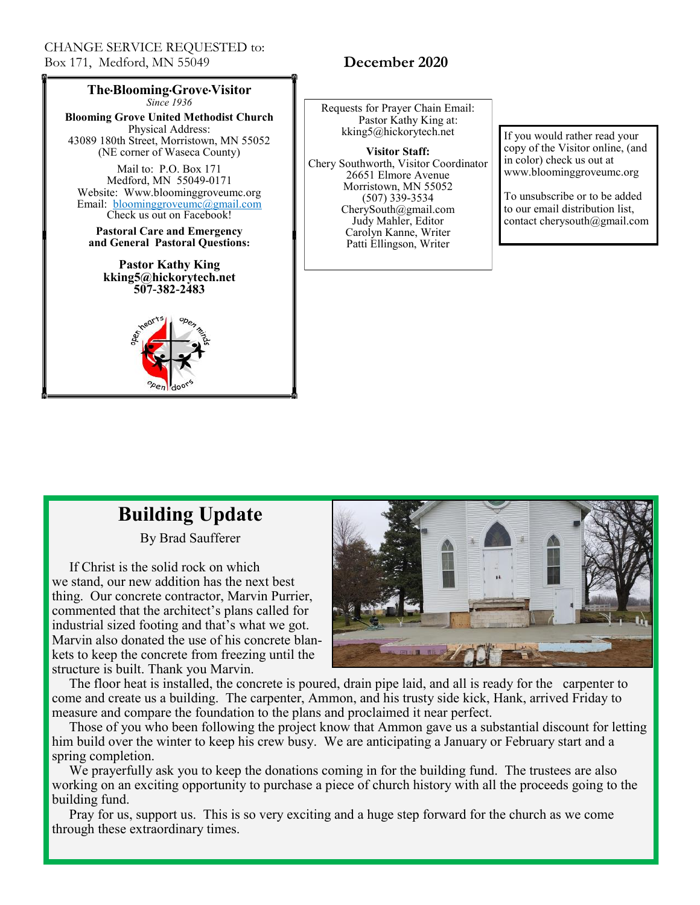CHANGE SERVICE REQUESTED to:
Box 171, Medford, MN 55049

**December 2020**

**The·Blooming·Grove·Visitor**
*Since 1936*

**Blooming Grove United Methodist Church**
Physical Address:
43089 180th Street, Morristown, MN 55052
(NE corner of Waseca County)

Mail to: P.O. Box 171
Medford, MN 55049-0171
Website: Www.blooming groveumc.org
Email: bloominggroveumc@gmail.com
Check us out on Facebook!

**Pastoral Care and Emergency and General Pastoral Questions:**

**Pastor Kathy King**
**kking5@hickorytech.net**
**507-382-2483**

Requests for Prayer Chain Email:
Pastor Kathy King at:
kking5@hickorytech.net

**Visitor Staff:**
Chery Southworth, Visitor Coordinator
26651 Elmore Avenue
Morristown, MN 55052
(507) 339-3534
CherySouth@gmail.com
Judy Mahler, Editor
Carolyn Kanne, Writer
Patti Ellingson, Writer

If you would rather read your copy of the Visitor online, (and in color) check us out at www.bloominggroveumc.org

To unsubscribe or to be added to our email distribution list, contact cherysouth@gmail.com

# Building Update

By Brad Saufferer

If Christ is the solid rock on which we stand, our new addition has the next best thing. Our concrete contractor, Marvin Purrier, commented that the architect's plans called for industrial sized footing and that's what we got. Marvin also donated the use of his concrete blankets to keep the concrete from freezing until the structure is built. Thank you Marvin.

The floor heat is installed, the concrete is poured, drain pipe laid, and all is ready for the carpenter to come and create us a building. The carpenter, Ammon, and his trusty side kick, Hank, arrived Friday to measure and compare the foundation to the plans and proclaimed it near perfect.

Those of you who been following the project know that Ammon gave us a substantial discount for letting him build over the winter to keep his crew busy. We are anticipating a January or February start and a spring completion.

We prayerfully ask you to keep the donations coming in for the building fund. The trustees are also working on an exciting opportunity to purchase a piece of church history with all the proceeds going to the building fund.

Pray for us, support us. This is so very exciting and a huge step forward for the church as we come through these extraordinary times.